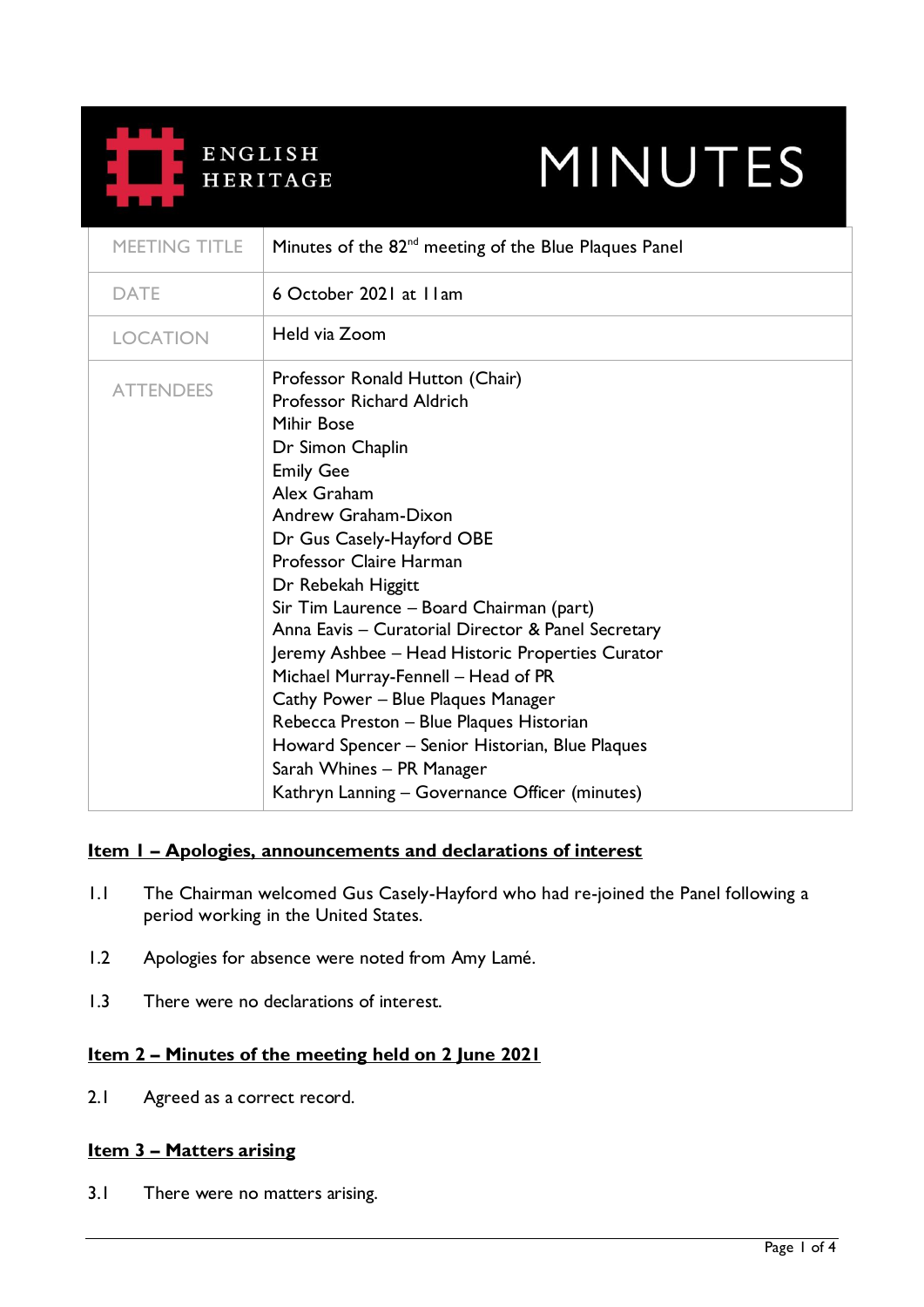# ENGLISH HERITAGE — MINUTES

| MEETING TITLE | Minutes of the 82nd meeting of the Blue Plaques Panel |
| --- | --- |
| DATE | 6 October 2021 at 11am |
| LOCATION | Held via Zoom |
| ATTENDEES | Professor Ronald Hutton (Chair)<br>Professor Richard Aldrich<br>Mihir Bose<br>Dr Simon Chaplin<br>Emily Gee<br>Alex Graham<br>Andrew Graham-Dixon<br>Dr Gus Casely-Hayford OBE<br>Professor Claire Harman<br>Dr Rebekah Higgitt<br>Sir Tim Laurence – Board Chairman (part)<br>Anna Eavis – Curatorial Director & Panel Secretary<br>Jeremy Ashbee – Head Historic Properties Curator<br>Michael Murray-Fennell – Head of PR<br>Cathy Power – Blue Plaques Manager<br>Rebecca Preston – Blue Plaques Historian<br>Howard Spencer – Senior Historian, Blue Plaques<br>Sarah Whines – PR Manager<br>Kathryn Lanning – Governance Officer (minutes) |

## Item 1 – Apologies, announcements and declarations of interest

1.1 The Chairman welcomed Gus Casely-Hayford who had re-joined the Panel following a period working in the United States.

1.2 Apologies for absence were noted from Amy Lamé.

1.3 There were no declarations of interest.

## Item 2 – Minutes of the meeting held on 2 June 2021

2.1 Agreed as a correct record.

## Item 3 – Matters arising

3.1 There were no matters arising.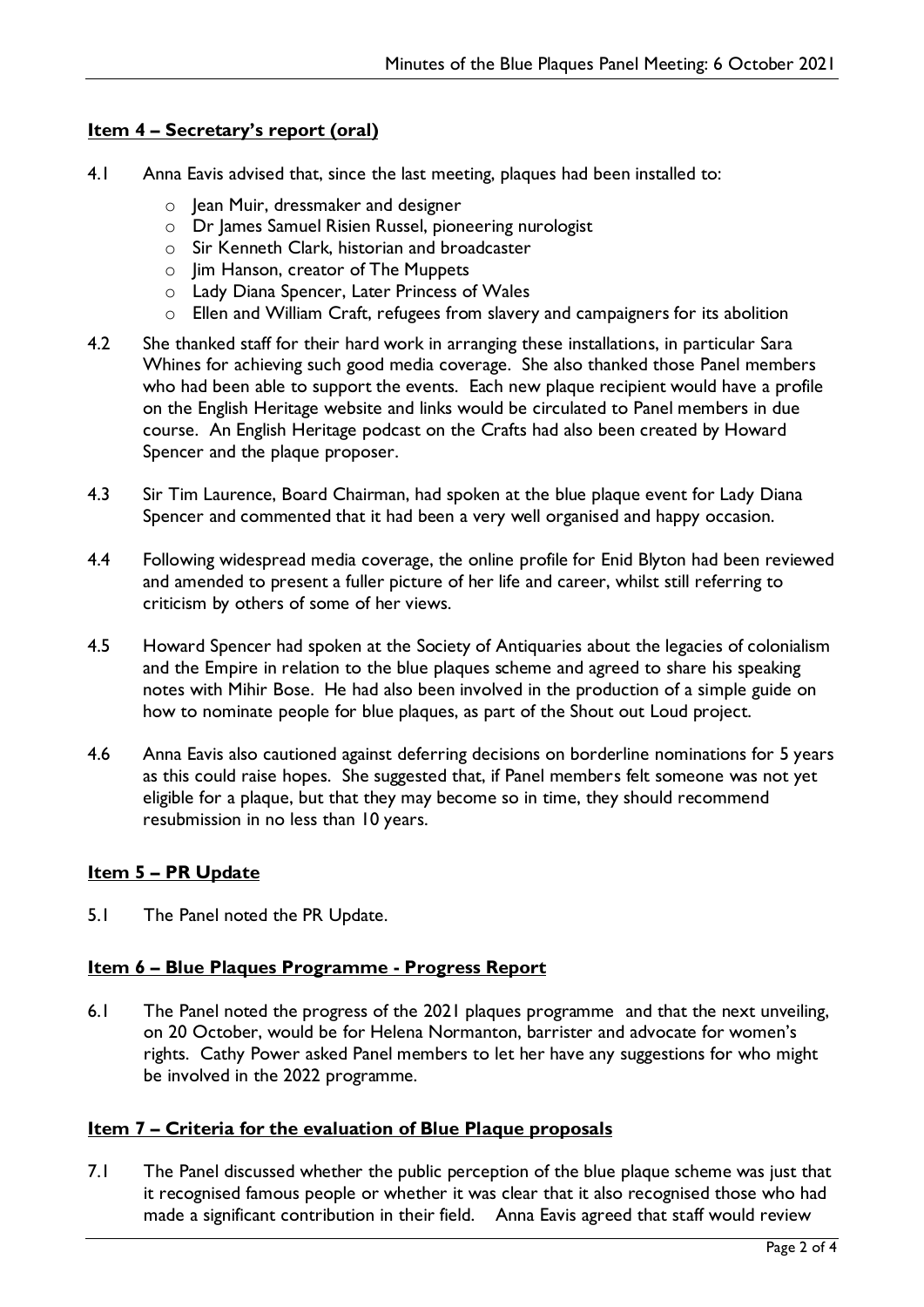## Item 4 – Secretary's report (oral)

4.1 Anna Eavis advised that, since the last meeting, plaques had been installed to:

- Jean Muir, dressmaker and designer
- Dr James Samuel Risien Russel, pioneering nurologist
- Sir Kenneth Clark, historian and broadcaster
- Jim Hanson, creator of The Muppets
- Lady Diana Spencer, Later Princess of Wales
- Ellen and William Craft, refugees from slavery and campaigners for its abolition

4.2 She thanked staff for their hard work in arranging these installations, in particular Sara Whines for achieving such good media coverage. She also thanked those Panel members who had been able to support the events. Each new plaque recipient would have a profile on the English Heritage website and links would be circulated to Panel members in due course. An English Heritage podcast on the Crafts had also been created by Howard Spencer and the plaque proposer.

4.3 Sir Tim Laurence, Board Chairman, had spoken at the blue plaque event for Lady Diana Spencer and commented that it had been a very well organised and happy occasion.

4.4 Following widespread media coverage, the online profile for Enid Blyton had been reviewed and amended to present a fuller picture of her life and career, whilst still referring to criticism by others of some of her views.

4.5 Howard Spencer had spoken at the Society of Antiquaries about the legacies of colonialism and the Empire in relation to the blue plaques scheme and agreed to share his speaking notes with Mihir Bose. He had also been involved in the production of a simple guide on how to nominate people for blue plaques, as part of the Shout out Loud project.

4.6 Anna Eavis also cautioned against deferring decisions on borderline nominations for 5 years as this could raise hopes. She suggested that, if Panel members felt someone was not yet eligible for a plaque, but that they may become so in time, they should recommend resubmission in no less than 10 years.

## Item 5 – PR Update

5.1 The Panel noted the PR Update.

## Item 6 – Blue Plaques Programme - Progress Report

6.1 The Panel noted the progress of the 2021 plaques programme and that the next unveiling, on 20 October, would be for Helena Normanton, barrister and advocate for women's rights. Cathy Power asked Panel members to let her have any suggestions for who might be involved in the 2022 programme.

## Item 7 – Criteria for the evaluation of Blue Plaque proposals

7.1 The Panel discussed whether the public perception of the blue plaque scheme was just that it recognised famous people or whether it was clear that it also recognised those who had made a significant contribution in their field. Anna Eavis agreed that staff would review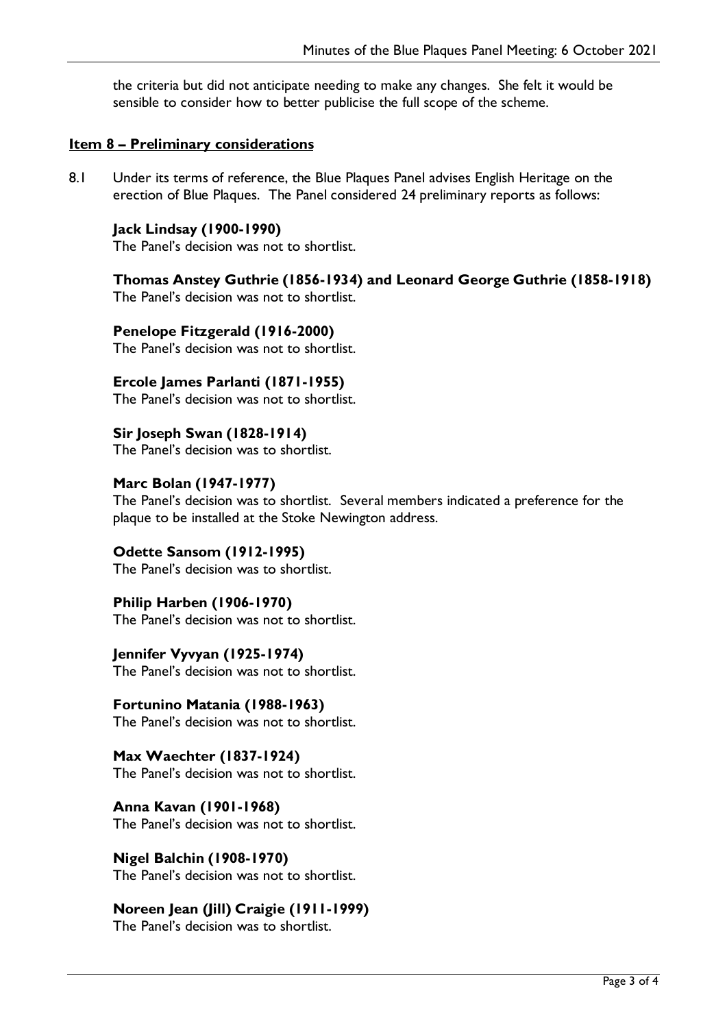the criteria but did not anticipate needing to make any changes. She felt it would be sensible to consider how to better publicise the full scope of the scheme.

**Item 8 – Preliminary considerations**

8.1 Under its terms of reference, the Blue Plaques Panel advises English Heritage on the erection of Blue Plaques. The Panel considered 24 preliminary reports as follows:

**Jack Lindsay (1900-1990)**
The Panel's decision was not to shortlist.

**Thomas Anstey Guthrie (1856-1934) and Leonard George Guthrie (1858-1918)**
The Panel's decision was not to shortlist.

**Penelope Fitzgerald (1916-2000)**
The Panel's decision was not to shortlist.

**Ercole James Parlanti (1871-1955)**
The Panel's decision was not to shortlist.

**Sir Joseph Swan (1828-1914)**
The Panel's decision was to shortlist.

**Marc Bolan (1947-1977)**
The Panel's decision was to shortlist. Several members indicated a preference for the plaque to be installed at the Stoke Newington address.

**Odette Sansom (1912-1995)**
The Panel's decision was to shortlist.

**Philip Harben (1906-1970)**
The Panel's decision was not to shortlist.

**Jennifer Vyvyan (1925-1974)**
The Panel's decision was not to shortlist.

**Fortunino Matania (1988-1963)**
The Panel's decision was not to shortlist.

**Max Waechter (1837-1924)**
The Panel's decision was not to shortlist.

**Anna Kavan (1901-1968)**
The Panel's decision was not to shortlist.

**Nigel Balchin (1908-1970)**
The Panel's decision was not to shortlist.

**Noreen Jean (Jill) Craigie (1911-1999)**
The Panel's decision was to shortlist.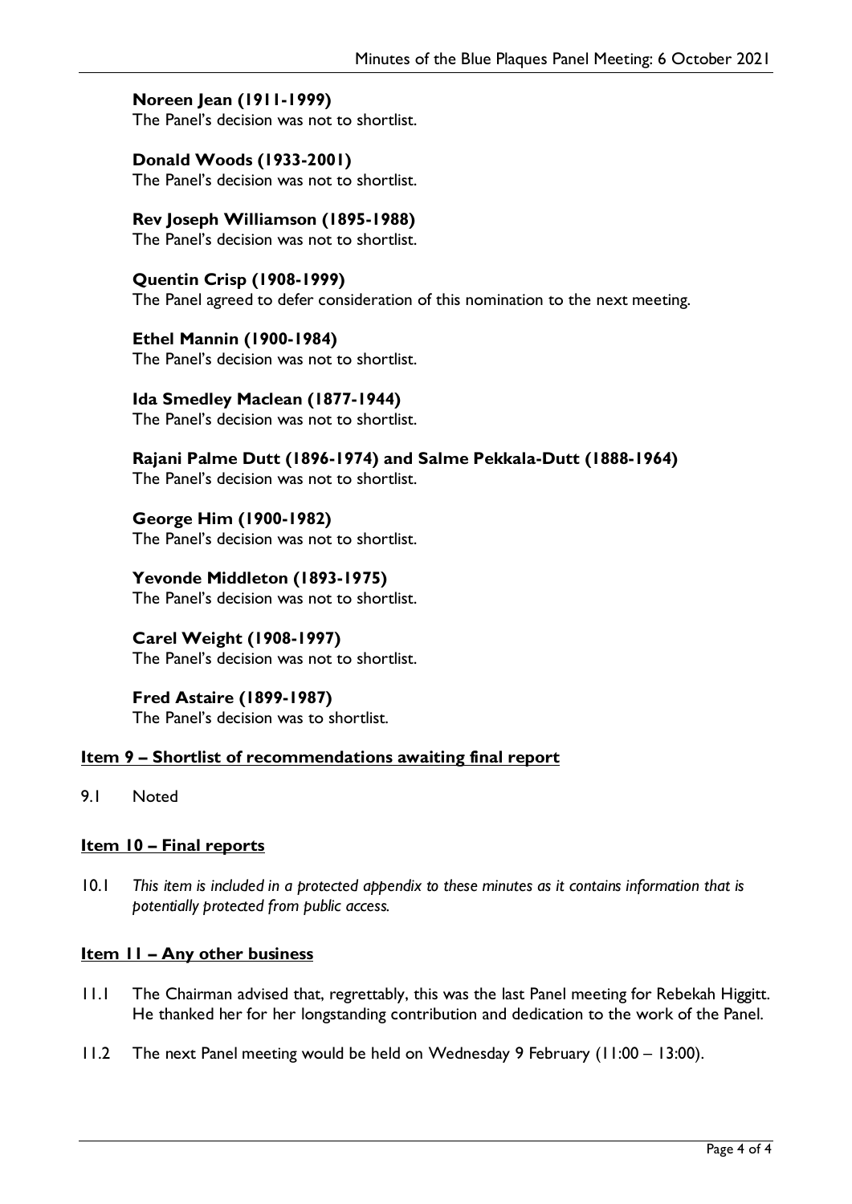**Noreen Jean (1911-1999)**
The Panel's decision was not to shortlist.

**Donald Woods (1933-2001)**
The Panel's decision was not to shortlist.

**Rev Joseph Williamson (1895-1988)**
The Panel's decision was not to shortlist.

**Quentin Crisp (1908-1999)**
The Panel agreed to defer consideration of this nomination to the next meeting.

**Ethel Mannin (1900-1984)**
The Panel's decision was not to shortlist.

**Ida Smedley Maclean (1877-1944)**
The Panel's decision was not to shortlist.

**Rajani Palme Dutt (1896-1974) and Salme Pekkala-Dutt (1888-1964)**
The Panel's decision was not to shortlist.

**George Him (1900-1982)**
The Panel's decision was not to shortlist.

**Yevonde Middleton (1893-1975)**
The Panel's decision was not to shortlist.

**Carel Weight (1908-1997)**
The Panel's decision was not to shortlist.

**Fred Astaire (1899-1987)**
The Panel's decision was to shortlist.

## Item 9 – Shortlist of recommendations awaiting final report

9.1 Noted

## Item 10 – Final reports

10.1 *This item is included in a protected appendix to these minutes as it contains information that is potentially protected from public access.*

## Item 11 – Any other business

11.1 The Chairman advised that, regrettably, this was the last Panel meeting for Rebekah Higgitt. He thanked her for her longstanding contribution and dedication to the work of the Panel.

11.2 The next Panel meeting would be held on Wednesday 9 February (11:00 – 13:00).